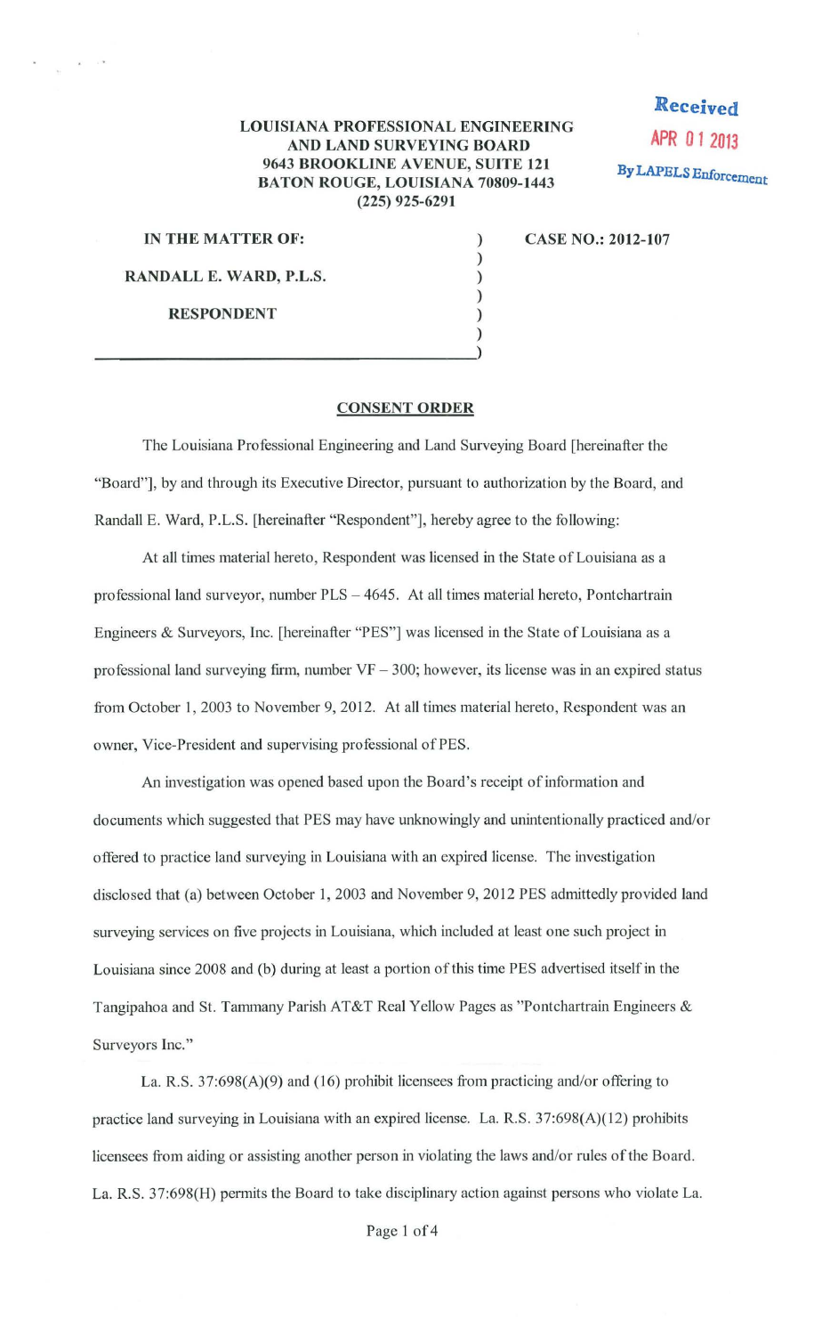**LOUISIANA PROFESSIONAL ENGINEERING AND LAND SURVEYING BOARD**
**9643 BROOKLINE AVENUE, SUITE 121**
**BATON ROUGE, LOUISIANA 70809-1443**
**(225) 925-6291**

Received
APR 01 2013
By LAPELS Enforcement

**IN THE MATTER OF:**

**RANDALL E. WARD, P.L.S.**

**RESPONDENT**

**CASE NO.: 2012-107**

## CONSENT ORDER

The Louisiana Professional Engineering and Land Surveying Board [hereinafter the "Board"], by and through its Executive Director, pursuant to authorization by the Board, and Randall E. Ward, P.L.S. [hereinafter "Respondent"], hereby agree to the following:

At all times material hereto, Respondent was licensed in the State of Louisiana as a professional land surveyor, number PLS – 4645. At all times material hereto, Pontchartrain Engineers & Surveyors, Inc. [hereinafter "PES"] was licensed in the State of Louisiana as a professional land surveying firm, number VF – 300; however, its license was in an expired status from October 1, 2003 to November 9, 2012. At all times material hereto, Respondent was an owner, Vice-President and supervising professional of PES.

An investigation was opened based upon the Board's receipt of information and documents which suggested that PES may have unknowingly and unintentionally practiced and/or offered to practice land surveying in Louisiana with an expired license. The investigation disclosed that (a) between October 1, 2003 and November 9, 2012 PES admittedly provided land surveying services on five projects in Louisiana, which included at least one such project in Louisiana since 2008 and (b) during at least a portion of this time PES advertised itself in the Tangipahoa and St. Tammany Parish AT&T Real Yellow Pages as "Pontchartrain Engineers & Surveyors Inc."

La. R.S. 37:698(A)(9) and (16) prohibit licensees from practicing and/or offering to practice land surveying in Louisiana with an expired license. La. R.S. 37:698(A)(12) prohibits licensees from aiding or assisting another person in violating the laws and/or rules of the Board. La. R.S. 37:698(H) permits the Board to take disciplinary action against persons who violate La.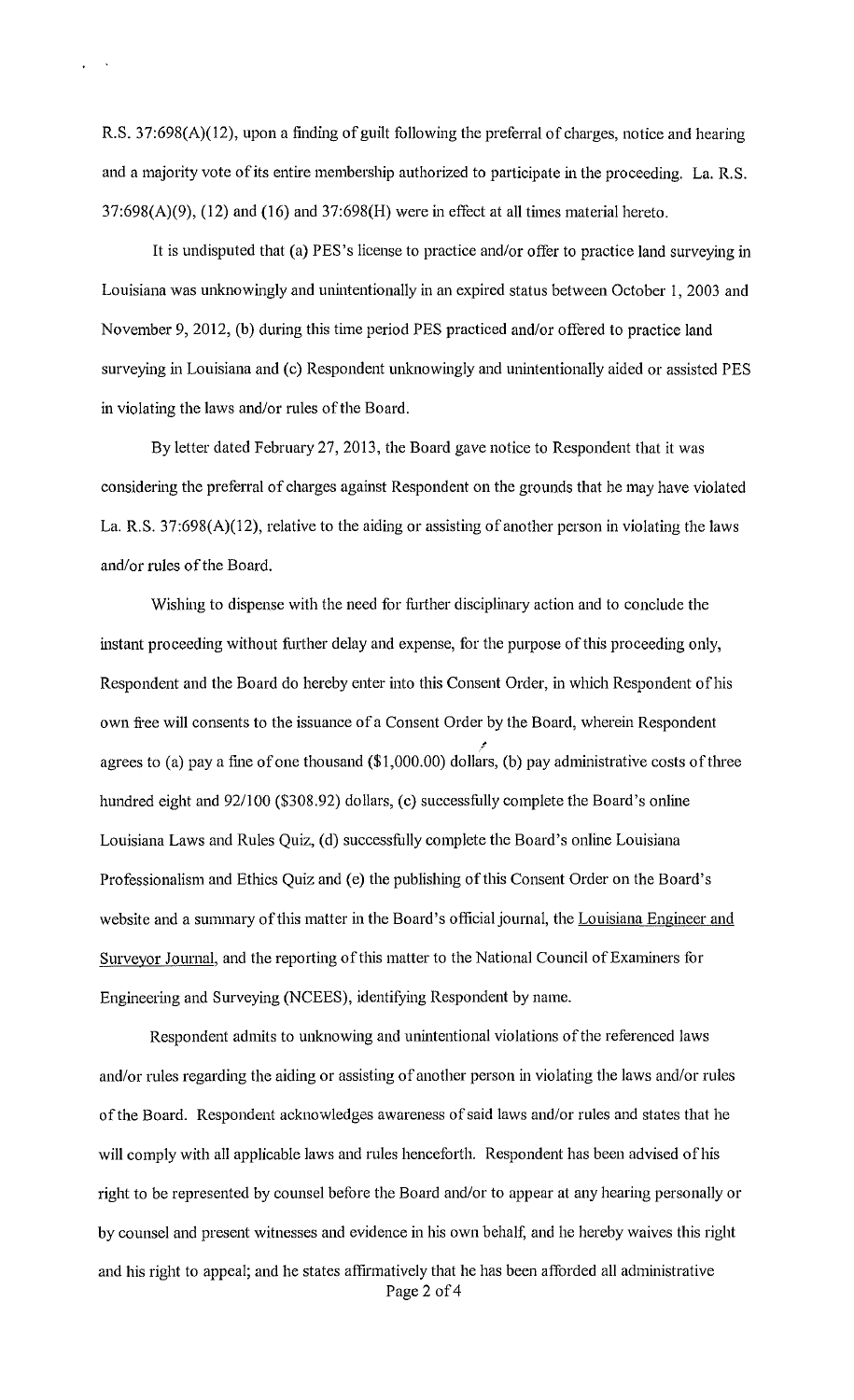R.S. 37:698(A)(12), upon a finding of guilt following the preferral of charges, notice and hearing and a majority vote of its entire membership authorized to participate in the proceeding. La. R.S. 37:698(A)(9), (12) and (16) and 37:698(H) were in effect at all times material hereto.

It is undisputed that (a) PES's license to practice and/or offer to practice land surveying in Louisiana was unknowingly and unintentionally in an expired status between October 1, 2003 and November 9, 2012, (b) during this time period PES practiced and/or offered to practice land surveying in Louisiana and (c) Respondent unknowingly and unintentionally aided or assisted PES in violating the laws and/or rules of the Board.

By letter dated February 27, 2013, the Board gave notice to Respondent that it was considering the preferral of charges against Respondent on the grounds that he may have violated La. R.S. 37:698(A)(12), relative to the aiding or assisting of another person in violating the laws and/or rules of the Board.

Wishing to dispense with the need for further disciplinary action and to conclude the instant proceeding without further delay and expense, for the purpose of this proceeding only, Respondent and the Board do hereby enter into this Consent Order, in which Respondent of his own free will consents to the issuance of a Consent Order by the Board, wherein Respondent agrees to (a) pay a fine of one thousand ($1,000.00) dollars, (b) pay administrative costs of three hundred eight and 92/100 ($308.92) dollars, (c) successfully complete the Board's online Louisiana Laws and Rules Quiz, (d) successfully complete the Board's online Louisiana Professionalism and Ethics Quiz and (e) the publishing of this Consent Order on the Board's website and a summary of this matter in the Board's official journal, the Louisiana Engineer and Surveyor Journal, and the reporting of this matter to the National Council of Examiners for Engineering and Surveying (NCEES), identifying Respondent by name.

Respondent admits to unknowing and unintentional violations of the referenced laws and/or rules regarding the aiding or assisting of another person in violating the laws and/or rules of the Board. Respondent acknowledges awareness of said laws and/or rules and states that he will comply with all applicable laws and rules henceforth. Respondent has been advised of his right to be represented by counsel before the Board and/or to appear at any hearing personally or by counsel and present witnesses and evidence in his own behalf, and he hereby waives this right and his right to appeal; and he states affirmatively that he has been afforded all administrative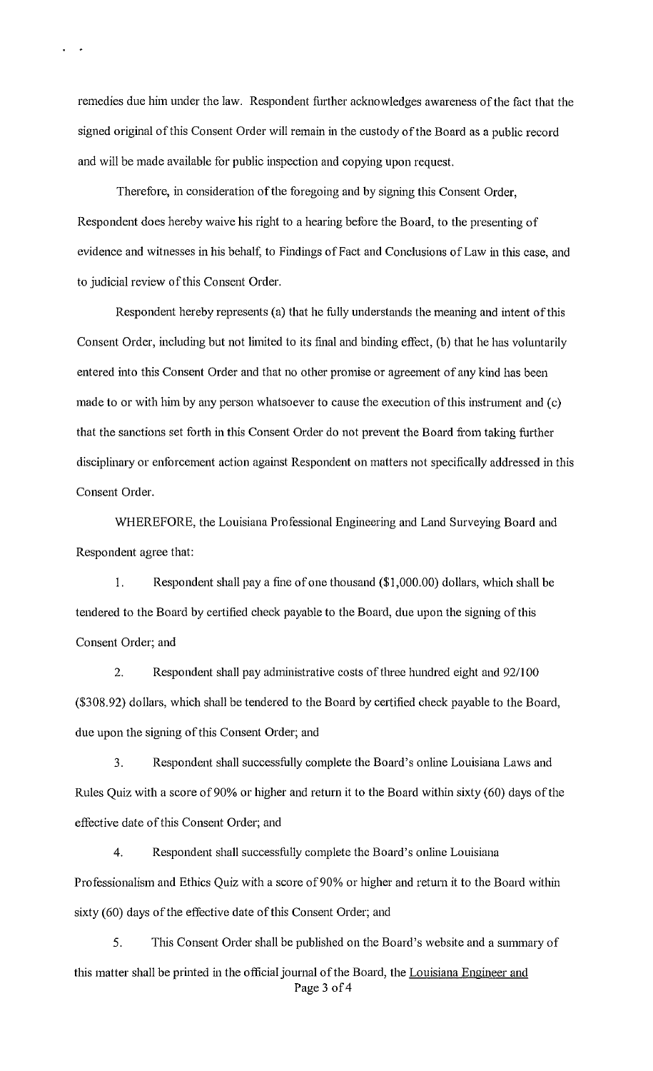remedies due him under the law. Respondent further acknowledges awareness of the fact that the signed original of this Consent Order will remain in the custody of the Board as a public record and will be made available for public inspection and copying upon request.

Therefore, in consideration of the foregoing and by signing this Consent Order, Respondent does hereby waive his right to a hearing before the Board, to the presenting of evidence and witnesses in his behalf, to Findings of Fact and Conclusions of Law in this case, and to judicial review of this Consent Order.

Respondent hereby represents (a) that he fully understands the meaning and intent of this Consent Order, including but not limited to its final and binding effect, (b) that he has voluntarily entered into this Consent Order and that no other promise or agreement of any kind has been made to or with him by any person whatsoever to cause the execution of this instrument and (c) that the sanctions set forth in this Consent Order do not prevent the Board from taking further disciplinary or enforcement action against Respondent on matters not specifically addressed in this Consent Order.

WHEREFORE, the Louisiana Professional Engineering and Land Surveying Board and Respondent agree that:

1. Respondent shall pay a fine of one thousand ($1,000.00) dollars, which shall be tendered to the Board by certified check payable to the Board, due upon the signing of this Consent Order; and

2. Respondent shall pay administrative costs of three hundred eight and 92/100 ($308.92) dollars, which shall be tendered to the Board by certified check payable to the Board, due upon the signing of this Consent Order; and

3. Respondent shall successfully complete the Board's online Louisiana Laws and Rules Quiz with a score of 90% or higher and return it to the Board within sixty (60) days of the effective date of this Consent Order; and

4. Respondent shall successfully complete the Board's online Louisiana Professionalism and Ethics Quiz with a score of 90% or higher and return it to the Board within sixty (60) days of the effective date of this Consent Order; and

5. This Consent Order shall be published on the Board's website and a summary of this matter shall be printed in the official journal of the Board, the Louisiana Engineer and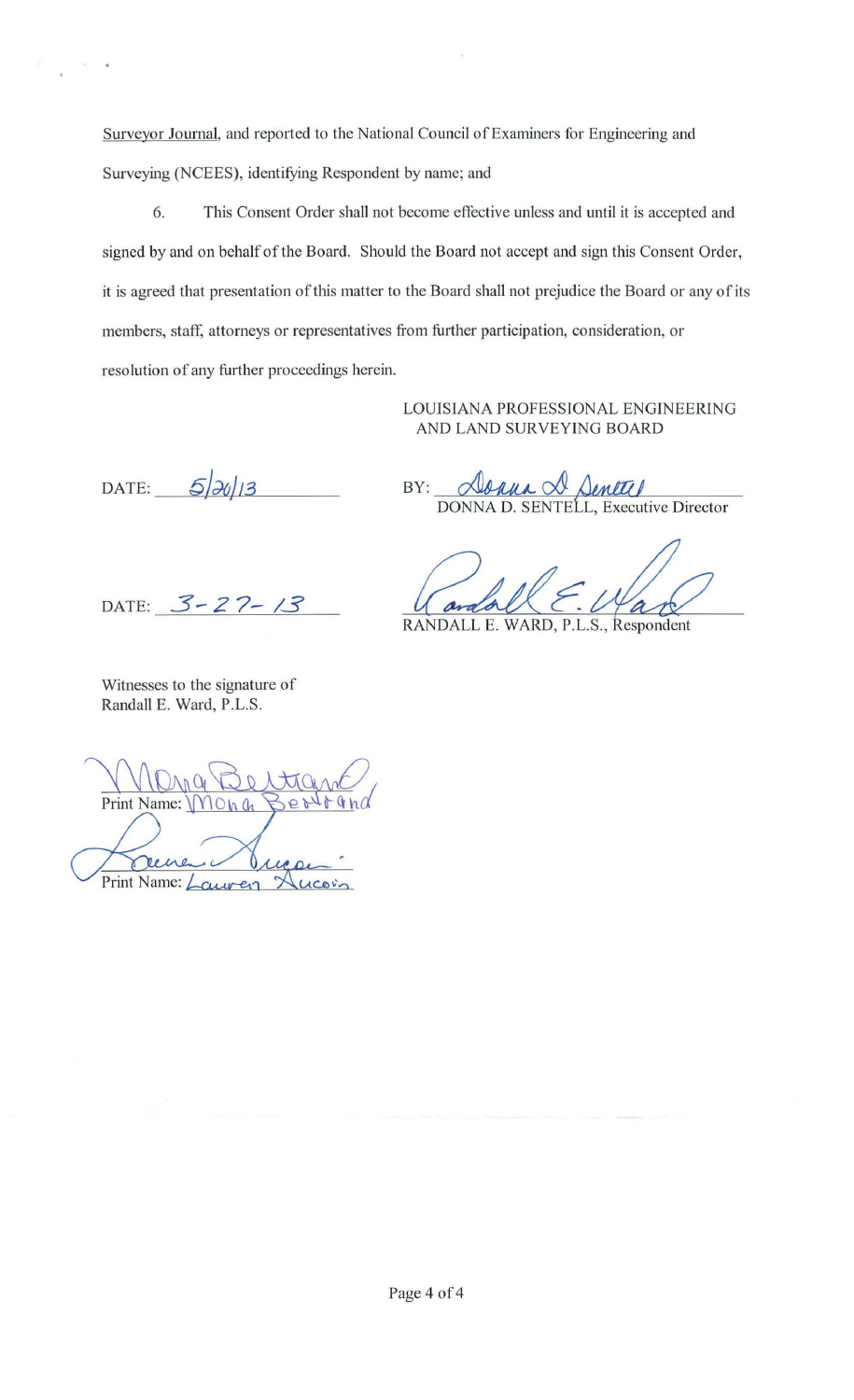Surveyor Journal, and reported to the National Council of Examiners for Engineering and Surveying (NCEES), identifying Respondent by name; and

6. This Consent Order shall not become effective unless and until it is accepted and signed by and on behalf of the Board. Should the Board not accept and sign this Consent Order, it is agreed that presentation of this matter to the Board shall not prejudice the Board or any of its members, staff, attorneys or representatives from further participation, consideration, or resolution of any further proceedings herein.

LOUISIANA PROFESSIONAL ENGINEERING AND LAND SURVEYING BOARD

DATE: 5/20/13

BY: Donna D. Sentell
DONNA D. SENTELL, Executive Director

DATE: 3-27-13

Randall E. Ward
RANDALL E. WARD, P.L.S., Respondent

Witnesses to the signature of Randall E. Ward, P.L.S.

Mona Bertrand
Print Name: Mona Bertrand

Lauren Aucoin
Print Name: Lauren Aucoin